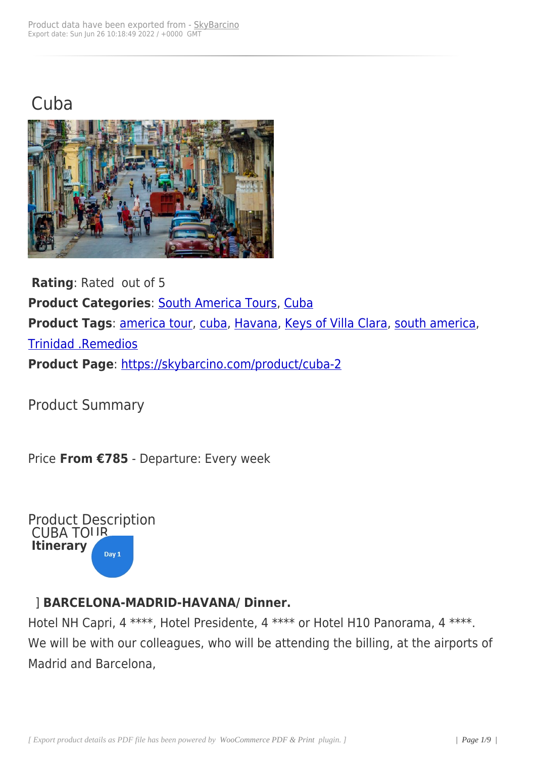# Cuba

**Rating**: Rated out of 5
**Product Categories**: South America Tours, Cuba
**Product Tags**: america tour, cuba, Havana, Keys of Villa Clara, south america, Trinidad .Remedios
**Product Page**: https://skybarcino.com/product/cuba-2

## Product Summary

Price **From €785** - Departure: Every week

## Product Description

CUBA TOUR

**Itinerary**

Day 1

] **BARCELONA-MADRID-HAVANA/ Dinner.**

Hotel NH Capri, 4 ****, Hotel Presidente, 4 **** or Hotel H10 Panorama, 4 ****.
We will be with our colleagues, who will be attending the billing, at the airports of Madrid and Barcelona,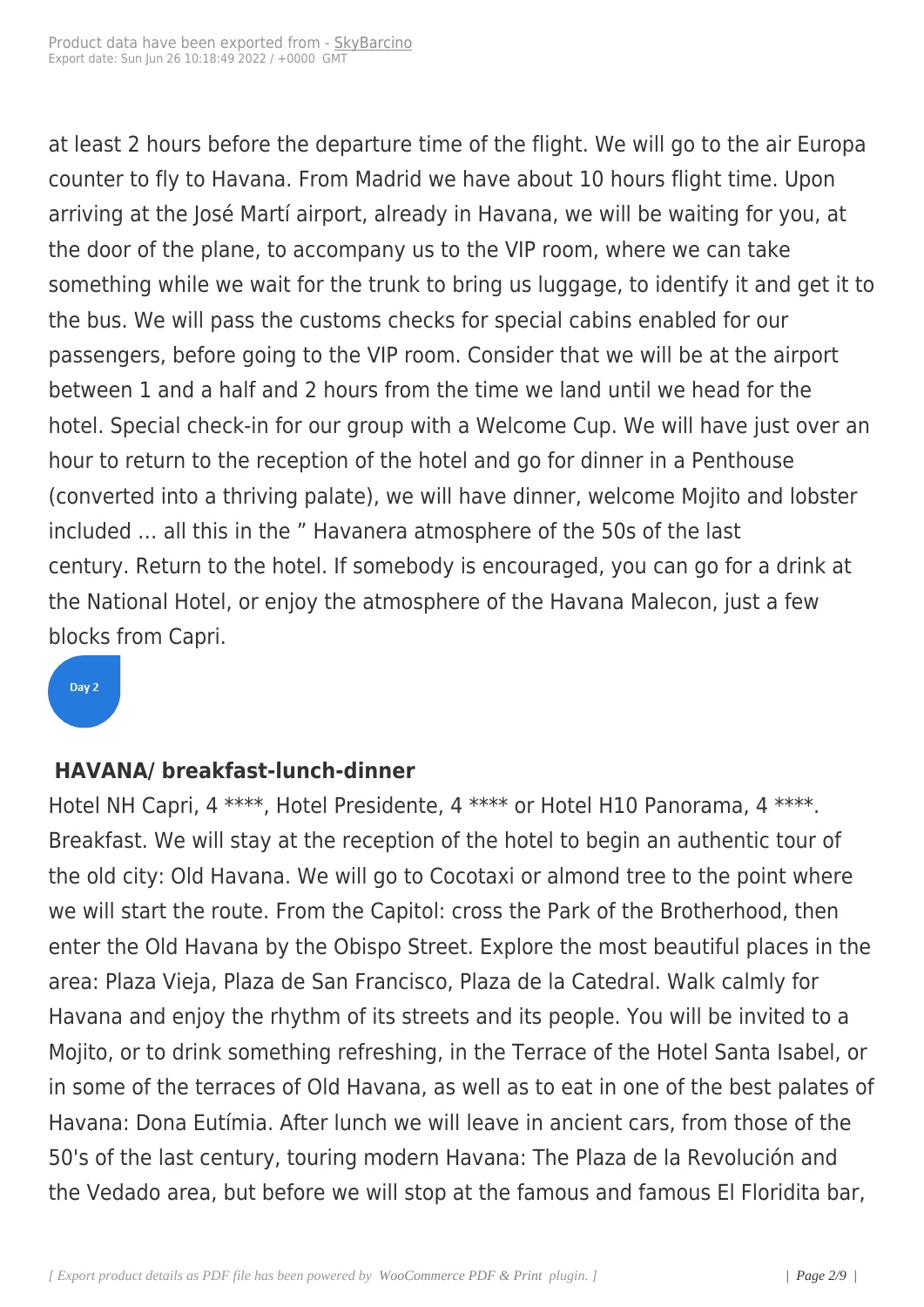at least 2 hours before the departure time of the flight. We will go to the air Europa counter to fly to Havana. From Madrid we have about 10 hours flight time. Upon arriving at the José Martí airport, already in Havana, we will be waiting for you, at the door of the plane, to accompany us to the VIP room, where we can take something while we wait for the trunk to bring us luggage, to identify it and get it to the bus. We will pass the customs checks for special cabins enabled for our passengers, before going to the VIP room. Consider that we will be at the airport between 1 and a half and 2 hours from the time we land until we head for the hotel. Special check-in for our group with a Welcome Cup. We will have just over an hour to return to the reception of the hotel and go for dinner in a Penthouse (converted into a thriving palate), we will have dinner, welcome Mojito and lobster included … all this in the " Havanera atmosphere of the 50s of the last century. Return to the hotel. If somebody is encouraged, you can go for a drink at the National Hotel, or enjoy the atmosphere of the Havana Malecon, just a few blocks from Capri.

Day 2

### HAVANA/ breakfast-lunch-dinner

Hotel NH Capri, 4 ****, Hotel Presidente, 4 **** or Hotel H10 Panorama, 4 ****. Breakfast. We will stay at the reception of the hotel to begin an authentic tour of the old city: Old Havana. We will go to Cocotaxi or almond tree to the point where we will start the route. From the Capitol: cross the Park of the Brotherhood, then enter the Old Havana by the Obispo Street. Explore the most beautiful places in the area: Plaza Vieja, Plaza de San Francisco, Plaza de la Catedral. Walk calmly for Havana and enjoy the rhythm of its streets and its people. You will be invited to a Mojito, or to drink something refreshing, in the Terrace of the Hotel Santa Isabel, or in some of the terraces of Old Havana, as well as to eat in one of the best palates of Havana: Dona Eutímia. After lunch we will leave in ancient cars, from those of the 50's of the last century, touring modern Havana: The Plaza de la Revolución and the Vedado area, but before we will stop at the famous and famous El Floridita bar,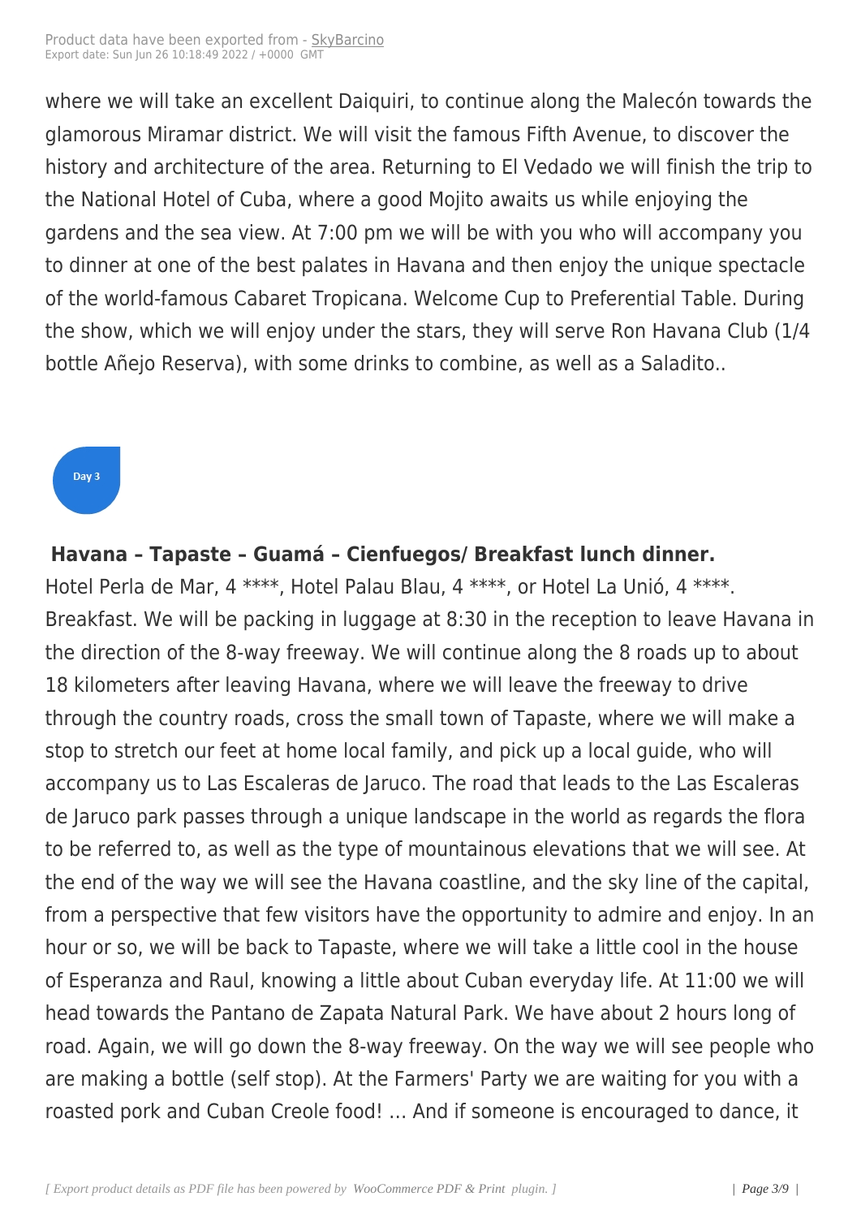where we will take an excellent Daiquiri, to continue along the Malecón towards the glamorous Miramar district. We will visit the famous Fifth Avenue, to discover the history and architecture of the area. Returning to El Vedado we will finish the trip to the National Hotel of Cuba, where a good Mojito awaits us while enjoying the gardens and the sea view. At 7:00 pm we will be with you who will accompany you to dinner at one of the best palates in Havana and then enjoy the unique spectacle of the world-famous Cabaret Tropicana. Welcome Cup to Preferential Table. During the show, which we will enjoy under the stars, they will serve Ron Havana Club (1/4 bottle Añejo Reserva), with some drinks to combine, as well as a Saladito..

Day 3

**Havana – Tapaste – Guamá – Cienfuegos/ Breakfast lunch dinner.**

Hotel Perla de Mar, 4 ****, Hotel Palau Blau, 4 ****, or Hotel La Unió, 4 ****. Breakfast. We will be packing in luggage at 8:30 in the reception to leave Havana in the direction of the 8-way freeway. We will continue along the 8 roads up to about 18 kilometers after leaving Havana, where we will leave the freeway to drive through the country roads, cross the small town of Tapaste, where we will make a stop to stretch our feet at home local family, and pick up a local guide, who will accompany us to Las Escaleras de Jaruco. The road that leads to the Las Escaleras de Jaruco park passes through a unique landscape in the world as regards the flora to be referred to, as well as the type of mountainous elevations that we will see. At the end of the way we will see the Havana coastline, and the sky line of the capital, from a perspective that few visitors have the opportunity to admire and enjoy. In an hour or so, we will be back to Tapaste, where we will take a little cool in the house of Esperanza and Raul, knowing a little about Cuban everyday life. At 11:00 we will head towards the Pantano de Zapata Natural Park. We have about 2 hours long of road. Again, we will go down the 8-way freeway. On the way we will see people who are making a bottle (self stop). At the Farmers' Party we are waiting for you with a roasted pork and Cuban Creole food! … And if someone is encouraged to dance, it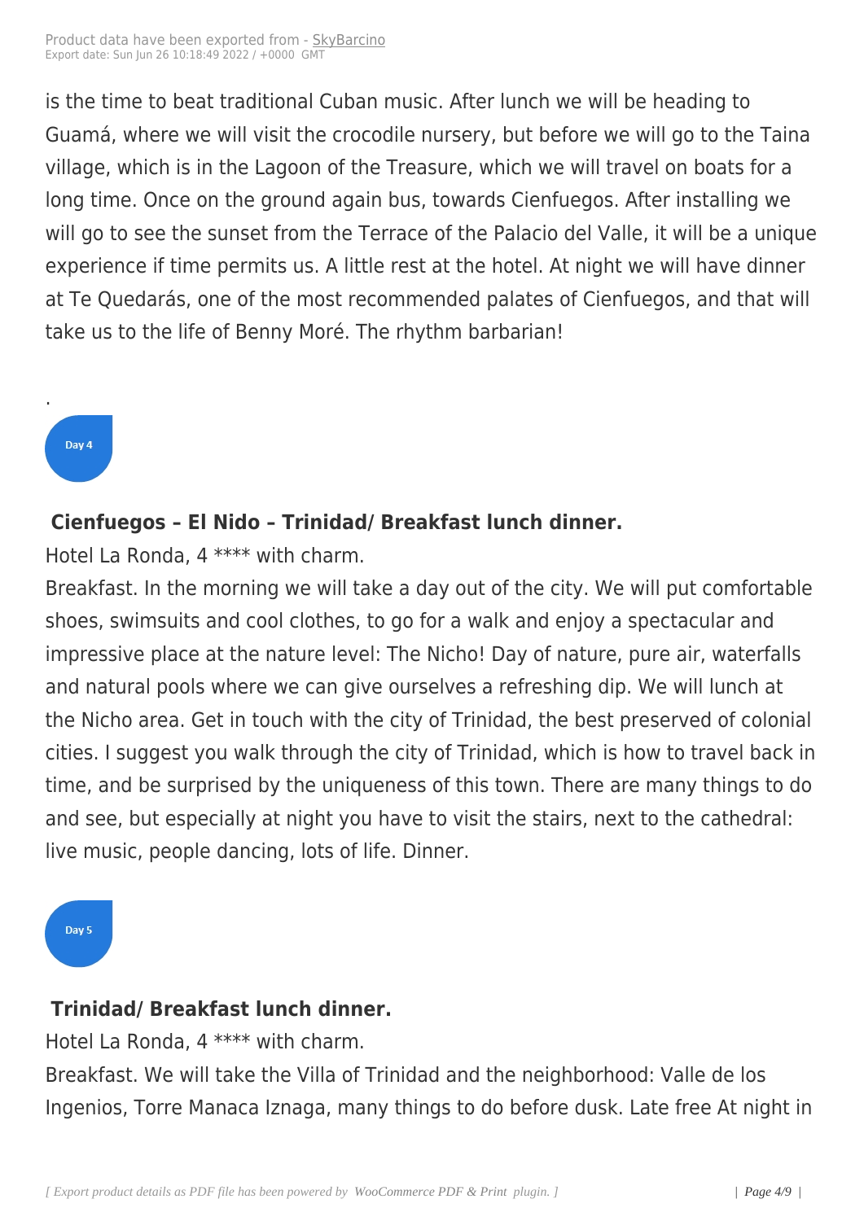is the time to beat traditional Cuban music. After lunch we will be heading to Guamá, where we will visit the crocodile nursery, but before we will go to the Taina village, which is in the Lagoon of the Treasure, which we will travel on boats for a long time. Once on the ground again bus, towards Cienfuegos. After installing we will go to see the sunset from the Terrace of the Palacio del Valle, it will be a unique experience if time permits us. A little rest at the hotel. At night we will have dinner at Te Quedarás, one of the most recommended palates of Cienfuegos, and that will take us to the life of Benny Moré. The rhythm barbarian!

.

Day 4

**Cienfuegos – El Nido – Trinidad/ Breakfast lunch dinner.**

Hotel La Ronda, 4 **** with charm.

Breakfast. In the morning we will take a day out of the city. We will put comfortable shoes, swimsuits and cool clothes, to go for a walk and enjoy a spectacular and impressive place at the nature level: The Nicho! Day of nature, pure air, waterfalls and natural pools where we can give ourselves a refreshing dip. We will lunch at the Nicho area. Get in touch with the city of Trinidad, the best preserved of colonial cities. I suggest you walk through the city of Trinidad, which is how to travel back in time, and be surprised by the uniqueness of this town. There are many things to do and see, but especially at night you have to visit the stairs, next to the cathedral: live music, people dancing, lots of life. Dinner.

Day 5

**Trinidad/ Breakfast lunch dinner.**

Hotel La Ronda, 4 **** with charm.

Breakfast. We will take the Villa of Trinidad and the neighborhood: Valle de los Ingenios, Torre Manaca Iznaga, many things to do before dusk. Late free At night in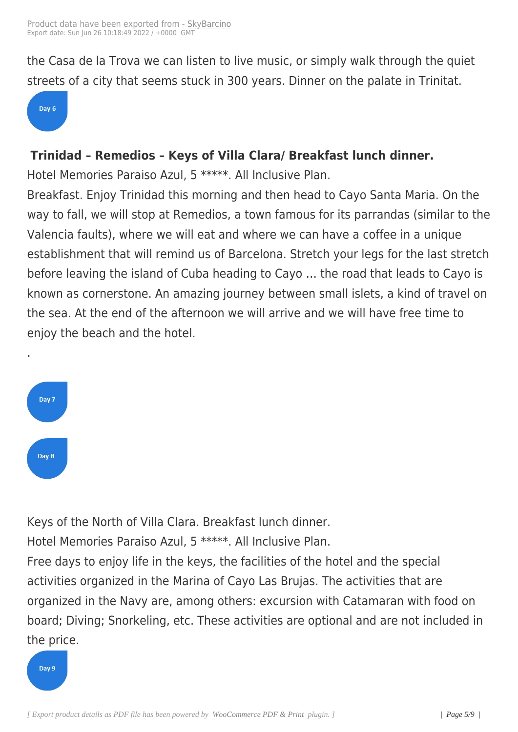the Casa de la Trova we can listen to live music, or simply walk through the quiet streets of a city that seems stuck in 300 years. Dinner on the palate in Trinitat.

Day 6

**Trinidad – Remedios – Keys of Villa Clara/ Breakfast lunch dinner.**

Hotel Memories Paraiso Azul, 5 *****. All Inclusive Plan.

Breakfast. Enjoy Trinidad this morning and then head to Cayo Santa Maria. On the way to fall, we will stop at Remedios, a town famous for its parrandas (similar to the Valencia faults), where we will eat and where we can have a coffee in a unique establishment that will remind us of Barcelona. Stretch your legs for the last stretch before leaving the island of Cuba heading to Cayo … the road that leads to Cayo is known as cornerstone. An amazing journey between small islets, a kind of travel on the sea. At the end of the afternoon we will arrive and we will have free time to enjoy the beach and the hotel.

.

Day 7

Day 8

Keys of the North of Villa Clara. Breakfast lunch dinner.

Hotel Memories Paraiso Azul, 5 *****. All Inclusive Plan.

Free days to enjoy life in the keys, the facilities of the hotel and the special activities organized in the Marina of Cayo Las Brujas. The activities that are organized in the Navy are, among others: excursion with Catamaran with food on board; Diving; Snorkeling, etc. These activities are optional and are not included in the price.

Day 9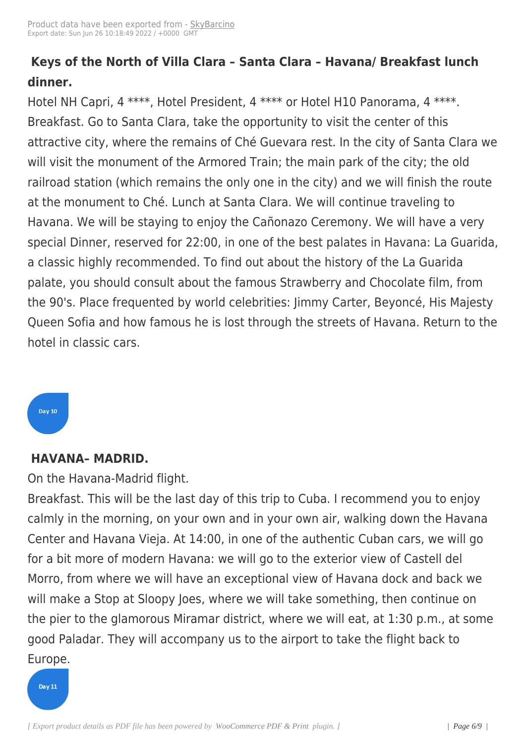### Keys of the North of Villa Clara – Santa Clara – Havana/ Breakfast lunch dinner.

Hotel NH Capri, 4 ****, Hotel President, 4 **** or Hotel H10 Panorama, 4 ****.
Breakfast. Go to Santa Clara, take the opportunity to visit the center of this attractive city, where the remains of Ché Guevara rest. In the city of Santa Clara we will visit the monument of the Armored Train; the main park of the city; the old railroad station (which remains the only one in the city) and we will finish the route at the monument to Ché. Lunch at Santa Clara. We will continue traveling to Havana. We will be staying to enjoy the Cañonazo Ceremony. We will have a very special Dinner, reserved for 22:00, in one of the best palates in Havana: La Guarida, a classic highly recommended. To find out about the history of the La Guarida palate, you should consult about the famous Strawberry and Chocolate film, from the 90's. Place frequented by world celebrities: Jimmy Carter, Beyoncé, His Majesty Queen Sofia and how famous he is lost through the streets of Havana. Return to the hotel in classic cars.

Day 10

### HAVANA– MADRID.

On the Havana-Madrid flight.
Breakfast. This will be the last day of this trip to Cuba. I recommend you to enjoy calmly in the morning, on your own and in your own air, walking down the Havana Center and Havana Vieja. At 14:00, in one of the authentic Cuban cars, we will go for a bit more of modern Havana: we will go to the exterior view of Castell del Morro, from where we will have an exceptional view of Havana dock and back we will make a Stop at Sloopy Joes, where we will take something, then continue on the pier to the glamorous Miramar district, where we will eat, at 1:30 p.m., at some good Paladar. They will accompany us to the airport to take the flight back to Europe.

Day 11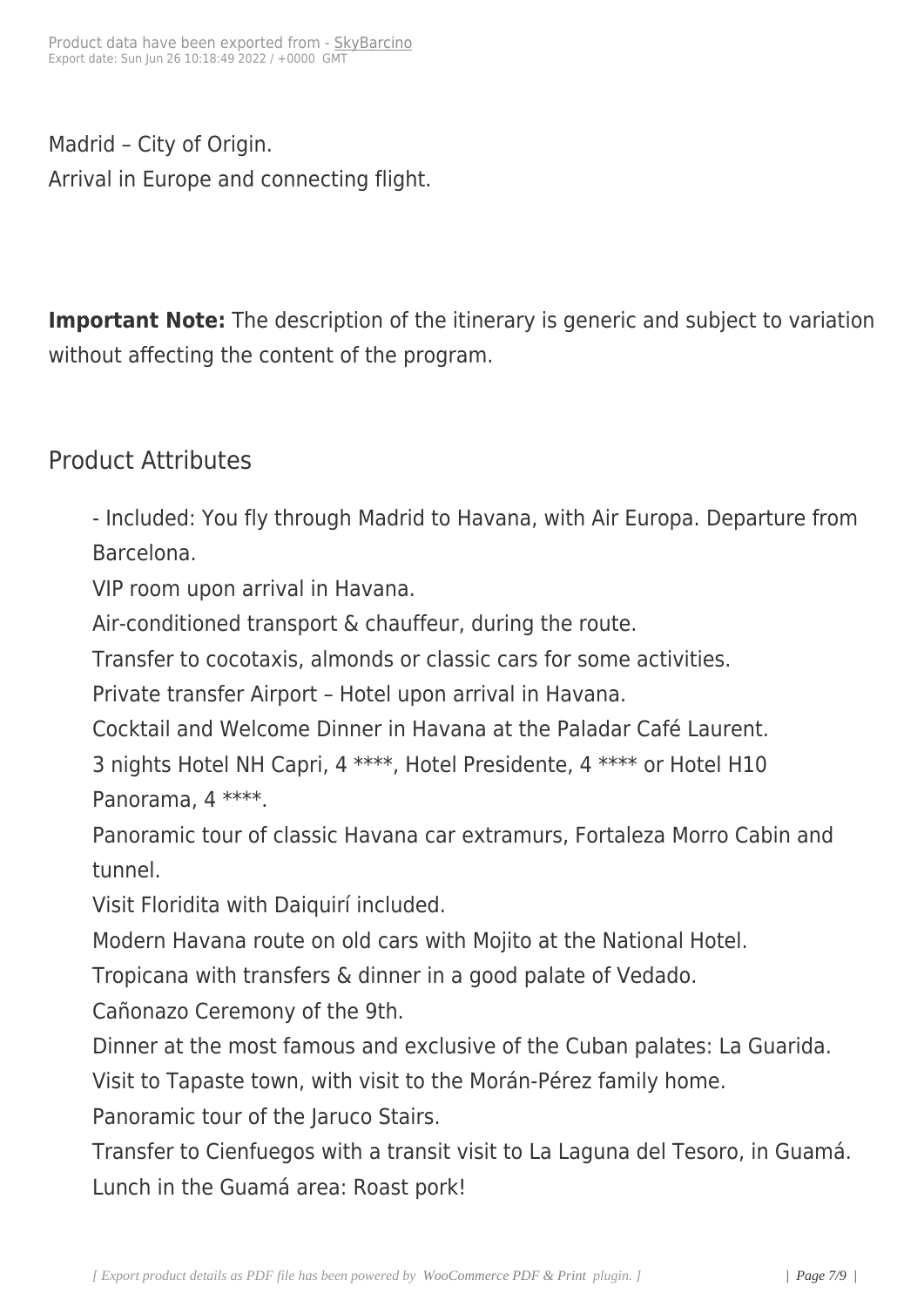Madrid – City of Origin.
Arrival in Europe and connecting flight.

**Important Note:** The description of the itinerary is generic and subject to variation without affecting the content of the program.

## Product Attributes

- Included: You fly through Madrid to Havana, with Air Europa. Departure from Barcelona.
VIP room upon arrival in Havana.
Air-conditioned transport & chauffeur, during the route.
Transfer to cocotaxis, almonds or classic cars for some activities.
Private transfer Airport – Hotel upon arrival in Havana.
Cocktail and Welcome Dinner in Havana at the Paladar Café Laurent.
3 nights Hotel NH Capri, 4 ****, Hotel Presidente, 4 **** or Hotel H10 Panorama, 4 ****.
Panoramic tour of classic Havana car extramurs, Fortaleza Morro Cabin and tunnel.
Visit Floridita with Daiquirí included.
Modern Havana route on old cars with Mojito at the National Hotel.
Tropicana with transfers & dinner in a good palate of Vedado.
Cañonazo Ceremony of the 9th.
Dinner at the most famous and exclusive of the Cuban palates: La Guarida.
Visit to Tapaste town, with visit to the Morán-Pérez family home.
Panoramic tour of the Jaruco Stairs.
Transfer to Cienfuegos with a transit visit to La Laguna del Tesoro, in Guamá.
Lunch in the Guamá area: Roast pork!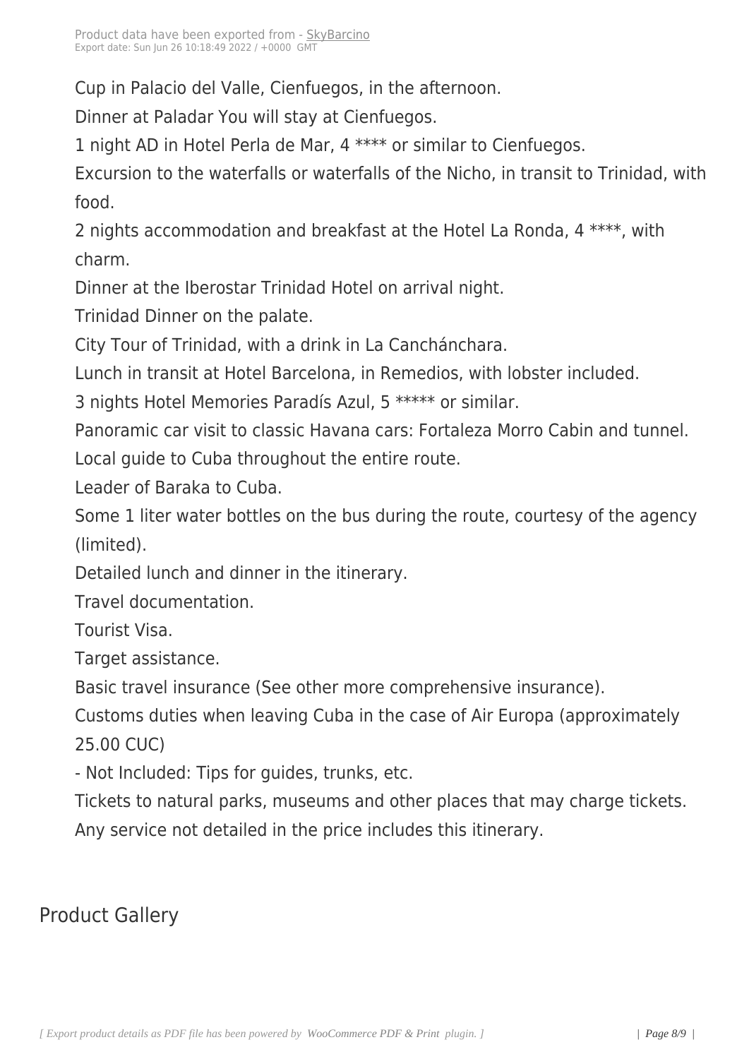Cup in Palacio del Valle, Cienfuegos, in the afternoon.

Dinner at Paladar You will stay at Cienfuegos.

1 night AD in Hotel Perla de Mar, 4 **** or similar to Cienfuegos.

Excursion to the waterfalls or waterfalls of the Nicho, in transit to Trinidad, with food.

2 nights accommodation and breakfast at the Hotel La Ronda, 4 ****, with charm.

Dinner at the Iberostar Trinidad Hotel on arrival night.

Trinidad Dinner on the palate.

City Tour of Trinidad, with a drink in La Canchánchara.

Lunch in transit at Hotel Barcelona, in Remedios, with lobster included.

3 nights Hotel Memories Paradís Azul, 5 ***** or similar.

Panoramic car visit to classic Havana cars: Fortaleza Morro Cabin and tunnel.

Local guide to Cuba throughout the entire route.

Leader of Baraka to Cuba.

Some 1 liter water bottles on the bus during the route, courtesy of the agency (limited).

Detailed lunch and dinner in the itinerary.

Travel documentation.

Tourist Visa.

Target assistance.

Basic travel insurance (See other more comprehensive insurance).

Customs duties when leaving Cuba in the case of Air Europa (approximately 25.00 CUC)

- Not Included: Tips for guides, trunks, etc.

Tickets to natural parks, museums and other places that may charge tickets.

Any service not detailed in the price includes this itinerary.

## Product Gallery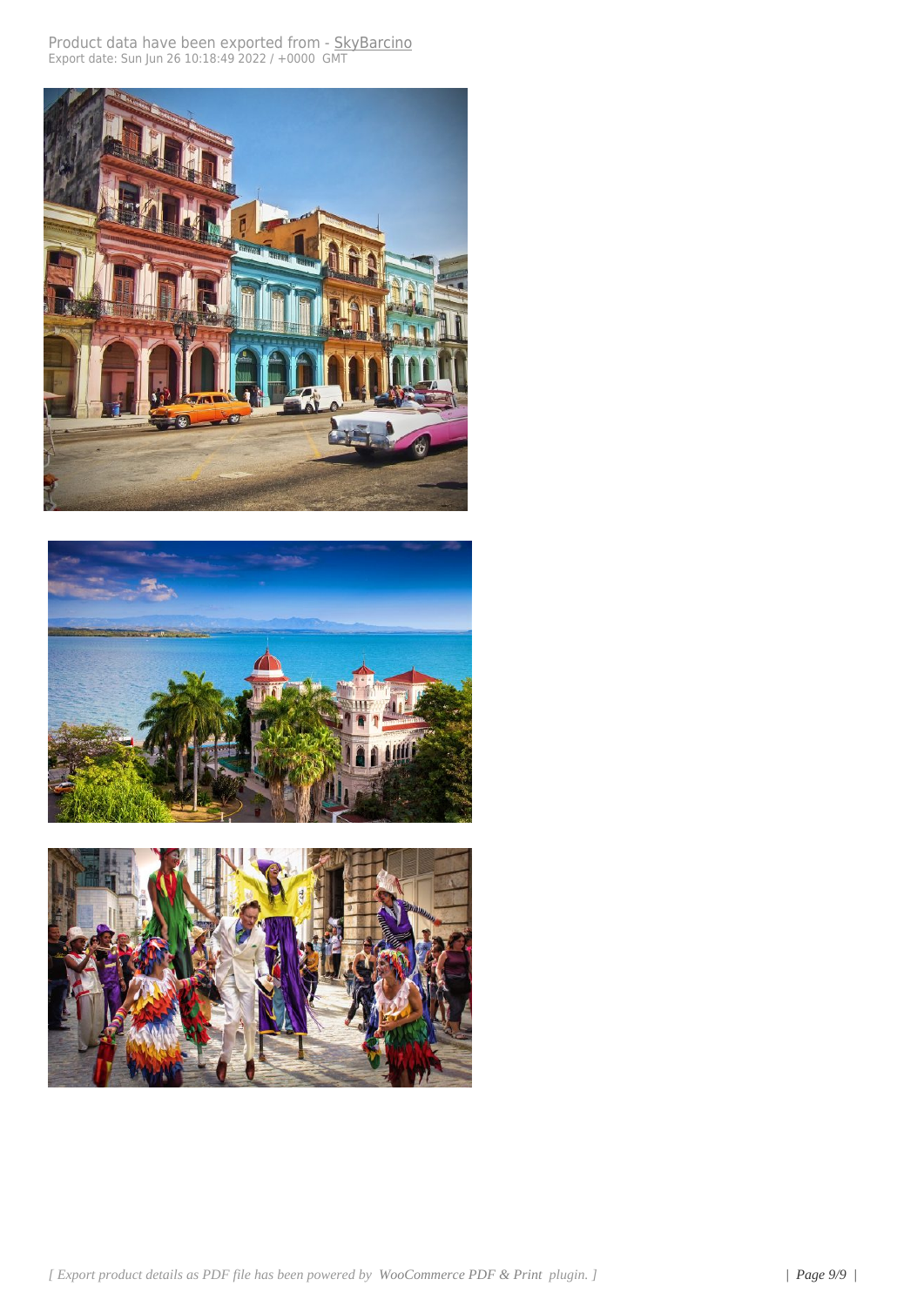Product data have been exported from - SkyBarcino
Export date: Sun Jun 26 10:18:49 2022 / +0000 GMT